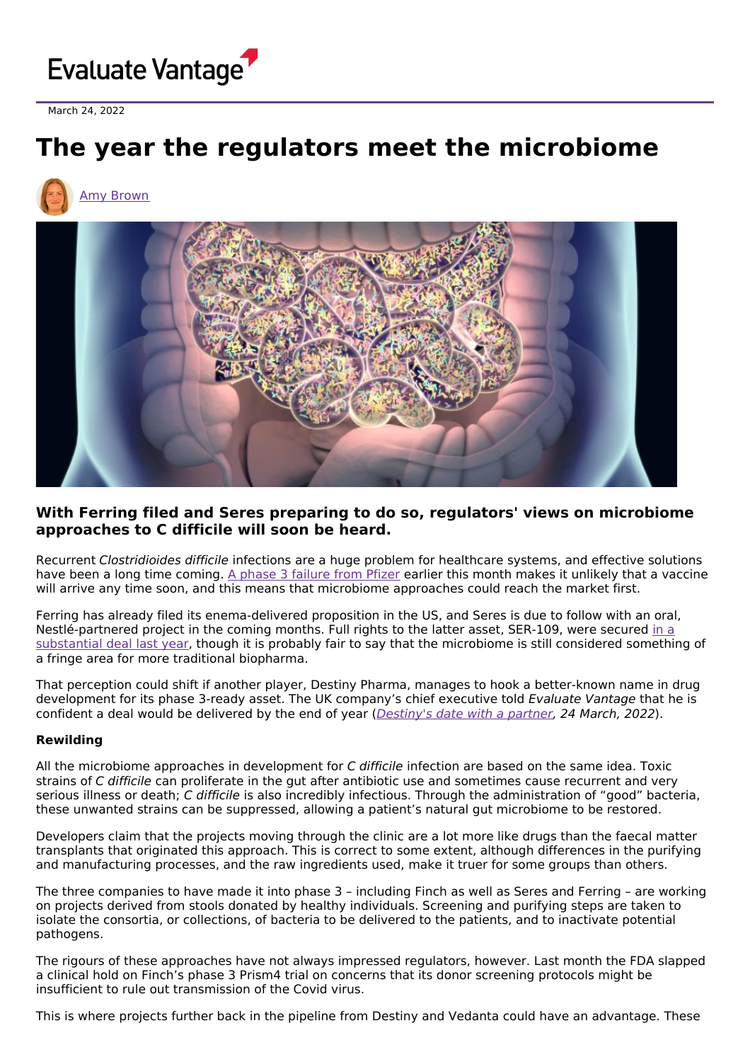March 24, 2022

# The year the regulators meet the microbiome

Amy Brown

### With Ferring filed and Seres preparing to do so, regulators' views on microbiome approaches to C difficile will soon be heard.

Recurrent *Clostridioides difficile* infections are a huge problem for healthcare systems, and effective solutions have been a long time coming. A phase 3 failure from Pfizer earlier this month makes it unlikely that a vaccine will arrive any time soon, and this means that microbiome approaches could reach the market first.

Ferring has already filed its enema-delivered proposition in the US, and Seres is due to follow with an oral, Nestlé-partnered project in the coming months. Full rights to the latter asset, SER-109, were secured in a substantial deal last year, though it is probably fair to say that the microbiome is still considered something of a fringe area for more traditional biopharma.

That perception could shift if another player, Destiny Pharma, manages to hook a better-known name in drug development for its phase 3-ready asset. The UK company's chief executive told *Evaluate Vantage* that he is confident a deal would be delivered by the end of year (*Destiny's date with a partner, 24 March, 2022*).

**Rewilding**

All the microbiome approaches in development for *C difficile* infection are based on the same idea. Toxic strains of *C difficile* can proliferate in the gut after antibiotic use and sometimes cause recurrent and very serious illness or death; *C difficile* is also incredibly infectious. Through the administration of "good" bacteria, these unwanted strains can be suppressed, allowing a patient's natural gut microbiome to be restored.

Developers claim that the projects moving through the clinic are a lot more like drugs than the faecal matter transplants that originated this approach. This is correct to some extent, although differences in the purifying and manufacturing processes, and the raw ingredients used, make it truer for some groups than others.

The three companies to have made it into phase 3 – including Finch as well as Seres and Ferring – are working on projects derived from stools donated by healthy individuals. Screening and purifying steps are taken to isolate the consortia, or collections, of bacteria to be delivered to the patients, and to inactivate potential pathogens.

The rigours of these approaches have not always impressed regulators, however. Last month the FDA slapped a clinical hold on Finch's phase 3 Prism4 trial on concerns that its donor screening protocols might be insufficient to rule out transmission of the Covid virus.

This is where projects further back in the pipeline from Destiny and Vedanta could have an advantage. These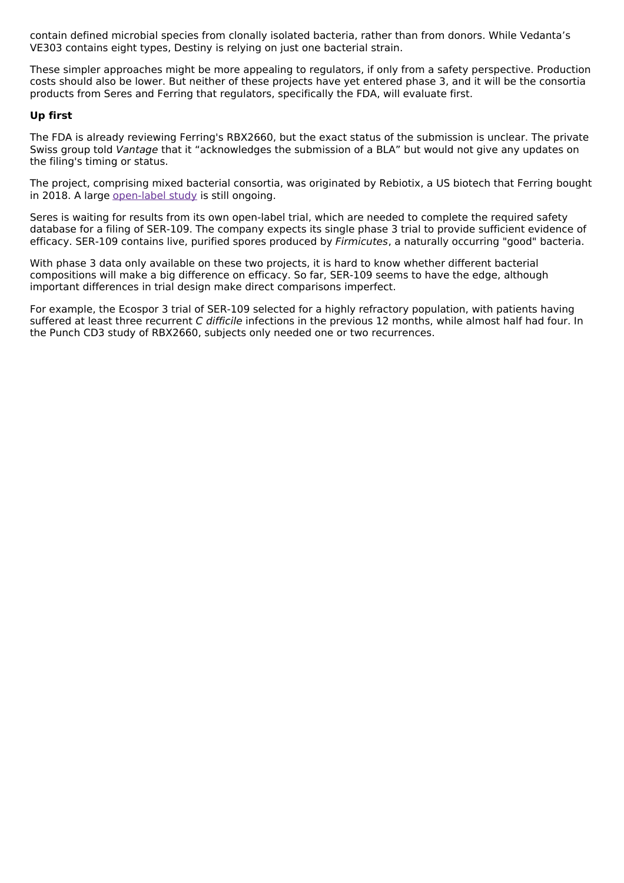contain defined microbial species from clonally isolated bacteria, rather than from donors. While Vedanta's VE303 contains eight types, Destiny is relying on just one bacterial strain.

These simpler approaches might be more appealing to regulators, if only from a safety perspective. Production costs should also be lower. But neither of these projects have yet entered phase 3, and it will be the consortia products from Seres and Ferring that regulators, specifically the FDA, will evaluate first.

**Up first**

The FDA is already reviewing Ferring's RBX2660, but the exact status of the submission is unclear. The private Swiss group told *Vantage* that it "acknowledges the submission of a BLA" but would not give any updates on the filing's timing or status.

The project, comprising mixed bacterial consortia, was originated by Rebiotix, a US biotech that Ferring bought in 2018. A large open-label study is still ongoing.

Seres is waiting for results from its own open-label trial, which are needed to complete the required safety database for a filing of SER-109. The company expects its single phase 3 trial to provide sufficient evidence of efficacy. SER-109 contains live, purified spores produced by *Firmicutes*, a naturally occurring "good" bacteria.

With phase 3 data only available on these two projects, it is hard to know whether different bacterial compositions will make a big difference on efficacy. So far, SER-109 seems to have the edge, although important differences in trial design make direct comparisons imperfect.

For example, the Ecospor 3 trial of SER-109 selected for a highly refractory population, with patients having suffered at least three recurrent *C difficile* infections in the previous 12 months, while almost half had four. In the Punch CD3 study of RBX2660, subjects only needed one or two recurrences.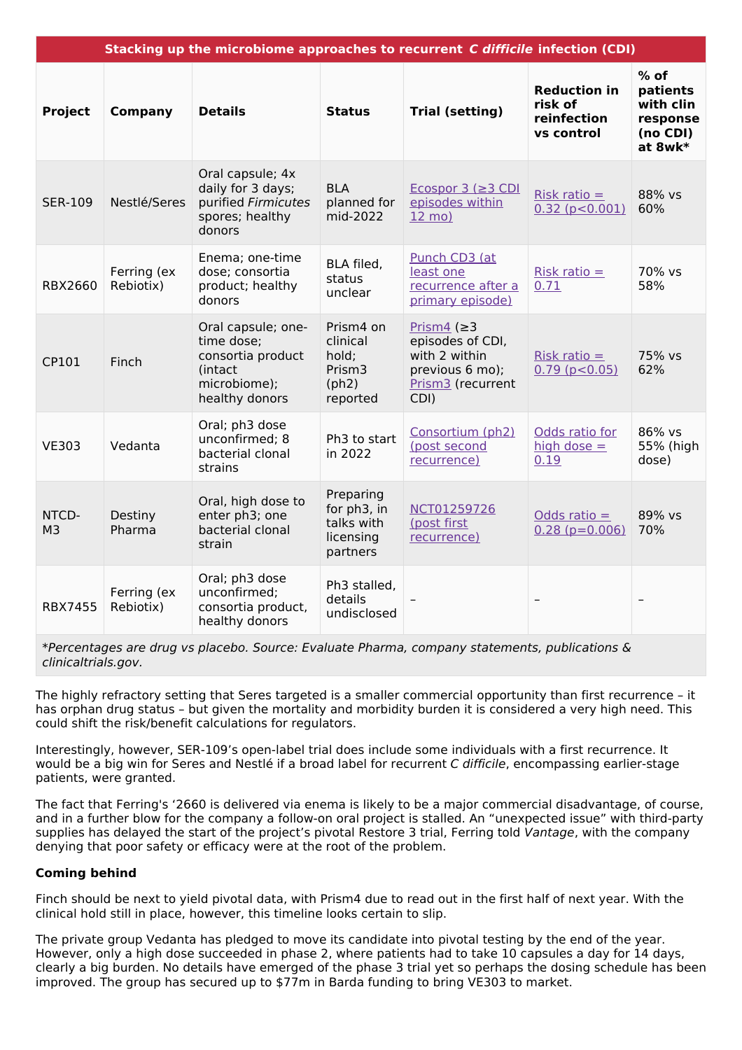| Stacking up the microbiome approaches to recurrent *C difficile* infection (CDI) | | | | | | |
|---|---|---|---|---|---|---|
| **Project** | **Company** | **Details** | **Status** | **Trial (setting)** | **Reduction in risk of reinfection vs control** | **% of patients with clin response (no CDI) at 8wk*** |
| SER-109 | Nestlé/Seres | Oral capsule; 4x daily for 3 days; purified *Firmicutes* spores; healthy donors | BLA planned for mid-2022 | Ecospor 3 (≥3 CDI episodes within 12 mo) | Risk ratio = 0.32 (p<0.001) | 88% vs 60% |
| RBX2660 | Ferring (ex Rebiotix) | Enema; one-time dose; consortia product; healthy donors | BLA filed, status unclear | Punch CD3 (at least one recurrence after a primary episode) | Risk ratio = 0.71 | 70% vs 58% |
| CP101 | Finch | Oral capsule; one-time dose; consortia product (intact microbiome); healthy donors | Prism4 on clinical hold; Prism3 (ph2) reported | Prism4 (≥3 episodes of CDI, with 2 within previous 6 mo); Prism3 (recurrent CDI) | Risk ratio = 0.79 (p<0.05) | 75% vs 62% |
| VE303 | Vedanta | Oral; ph3 dose unconfirmed; 8 bacterial clonal strains | Ph3 to start in 2022 | Consortium (ph2) (post second recurrence) | Odds ratio for high dose = 0.19 | 86% vs 55% (high dose) |
| NTCD-M3 | Destiny Pharma | Oral, high dose to enter ph3; one bacterial clonal strain | Preparing for ph3, in talks with licensing partners | NCT01259726 (post first recurrence) | Odds ratio = 0.28 (p=0.006) | 89% vs 70% |
| RBX7455 | Ferring (ex Rebiotix) | Oral; ph3 dose unconfirmed; consortia product, healthy donors | Ph3 stalled, details undisclosed | – | – | – |

**Percentages are drug vs placebo. Source: Evaluate Pharma, company statements, publications & clinicaltrials.gov.*

The highly refractory setting that Seres targeted is a smaller commercial opportunity than first recurrence – it has orphan drug status – but given the mortality and morbidity burden it is considered a very high need. This could shift the risk/benefit calculations for regulators.

Interestingly, however, SER-109's open-label trial does include some individuals with a first recurrence. It would be a big win for Seres and Nestlé if a broad label for recurrent *C difficile*, encompassing earlier-stage patients, were granted.

The fact that Ferring's '2660 is delivered via enema is likely to be a major commercial disadvantage, of course, and in a further blow for the company a follow-on oral project is stalled. An "unexpected issue" with third-party supplies has delayed the start of the project's pivotal Restore 3 trial, Ferring told *Vantage*, with the company denying that poor safety or efficacy were at the root of the problem.

**Coming behind**

Finch should be next to yield pivotal data, with Prism4 due to read out in the first half of next year. With the clinical hold still in place, however, this timeline looks certain to slip.

The private group Vedanta has pledged to move its candidate into pivotal testing by the end of the year. However, only a high dose succeeded in phase 2, where patients had to take 10 capsules a day for 14 days, clearly a big burden. No details have emerged of the phase 3 trial yet so perhaps the dosing schedule has been improved. The group has secured up to $77m in Barda funding to bring VE303 to market.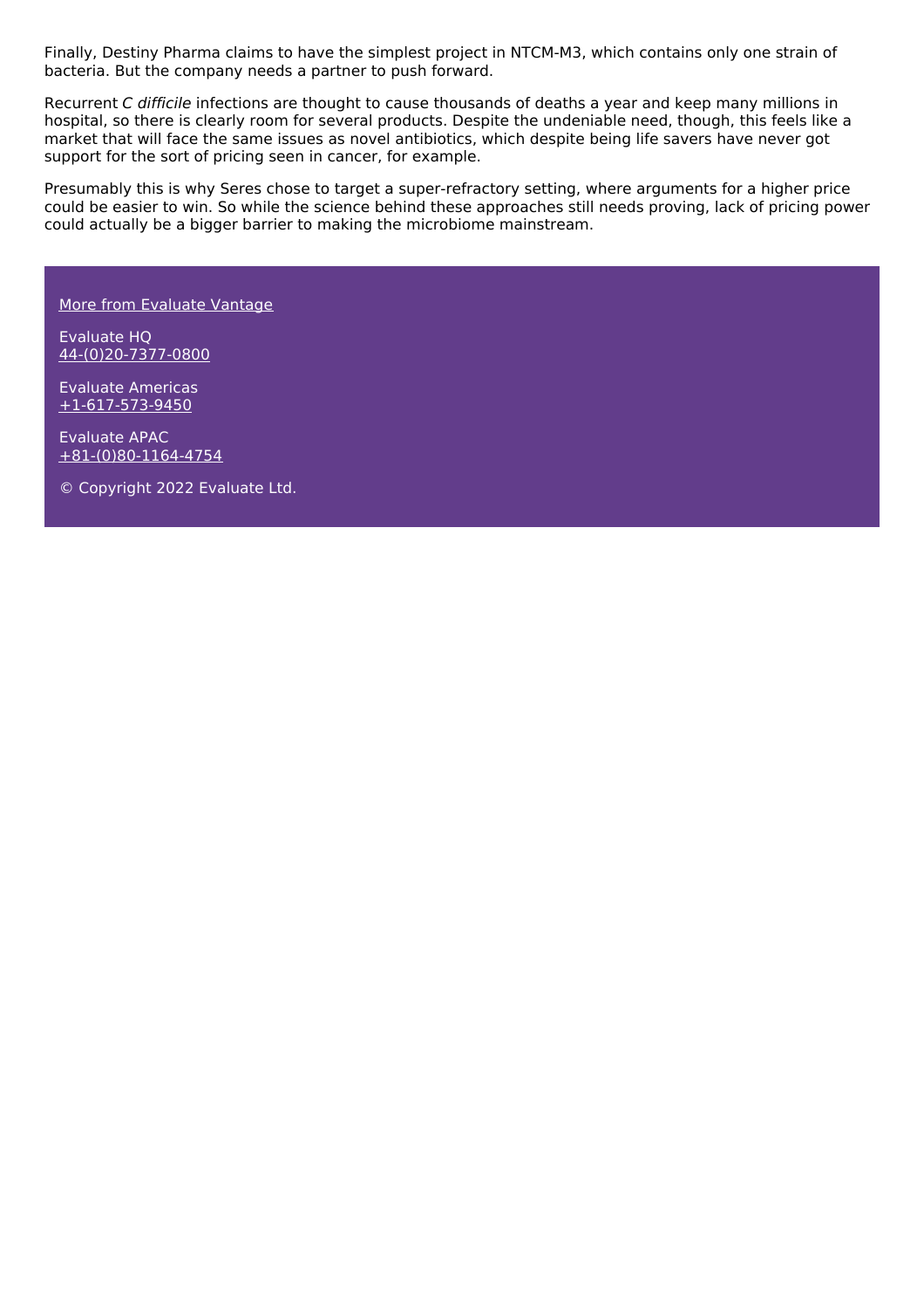Finally, Destiny Pharma claims to have the simplest project in NTCM-M3, which contains only one strain of bacteria. But the company needs a partner to push forward.

Recurrent *C difficile* infections are thought to cause thousands of deaths a year and keep many millions in hospital, so there is clearly room for several products. Despite the undeniable need, though, this feels like a market that will face the same issues as novel antibiotics, which despite being life savers have never got support for the sort of pricing seen in cancer, for example.

Presumably this is why Seres chose to target a super-refractory setting, where arguments for a higher price could be easier to win. So while the science behind these approaches still needs proving, lack of pricing power could actually be a bigger barrier to making the microbiome mainstream.

More from Evaluate Vantage

Evaluate HQ
44-(0)20-7377-0800

Evaluate Americas
+1-617-573-9450

Evaluate APAC
+81-(0)80-1164-4754

© Copyright 2022 Evaluate Ltd.